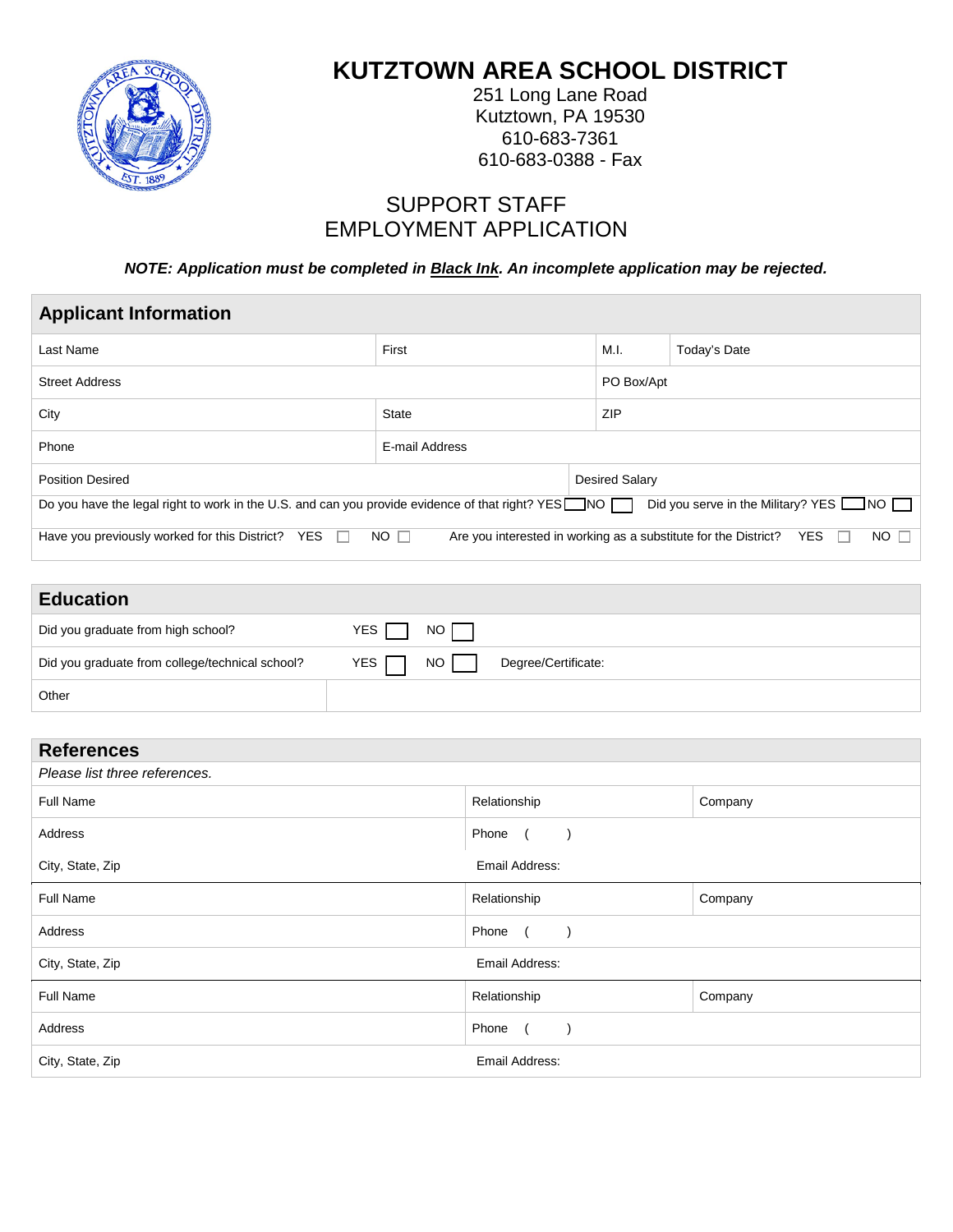# KUTZTOWN AREA SCHOOL DISTRICT

251 Long Lane Road
Kutztown, PA 19530
610-683-7361
610-683-0388 - Fax

## SUPPORT STAFF
## EMPLOYMENT APPLICATION

***NOTE: Application must be completed in Black Ink. An incomplete application may be rejected.***

## Applicant Information

| Last Name | First | M.I. | Today's Date |
|---|---|---|---|
| Street Address | | PO Box/Apt | |
| City | State | ZIP | |
| Phone | E-mail Address | | |
| Position Desired | | Desired Salary | |

Do you have the legal right to work in the U.S. and can you provide evidence of that right? YES ☐ NO ☐ Did you serve in the Military? YES ☐ NO ☐

Have you previously worked for this District? YES ☐ NO ☐ Are you interested in working as a substitute for the District? YES ☐ NO ☐

## Education

| Did you graduate from high school? | YES ☐ NO ☐ | |
|---|---|---|
| Did you graduate from college/technical school? | YES ☐ NO ☐ | Degree/Certificate: |
| Other | | |

## References

*Please list three references.*

| Full Name | Relationship | Company |
|---|---|---|
| Address | Phone ( ) | |
| City, State, Zip | Email Address: | |
| Full Name | Relationship | Company |
| Address | Phone ( ) | |
| City, State, Zip | Email Address: | |
| Full Name | Relationship | Company |
| Address | Phone ( ) | |
| City, State, Zip | Email Address: | |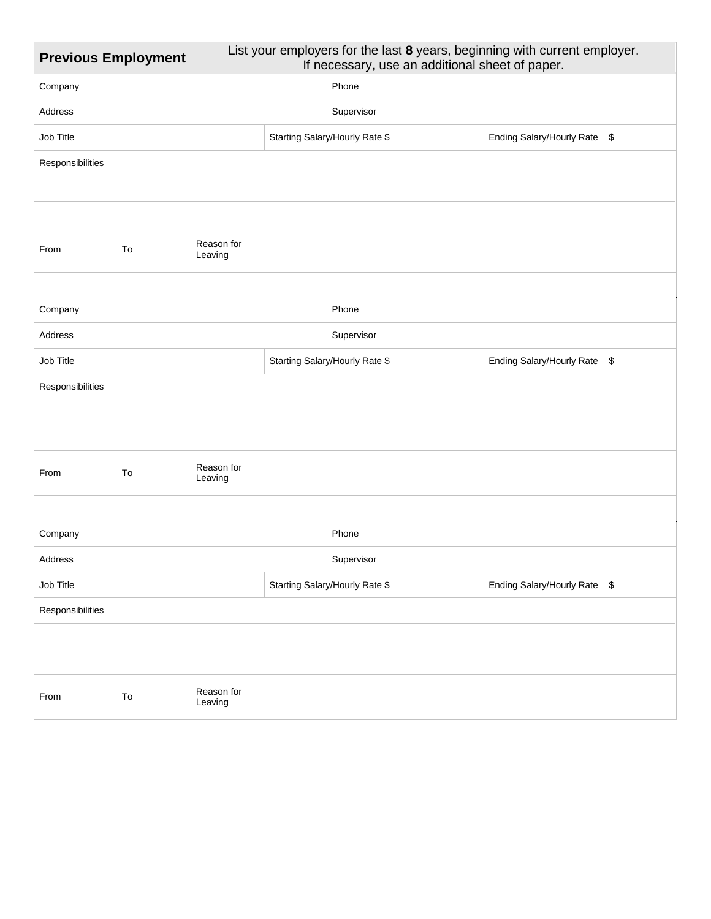## Previous Employment

List your employers for the last **8** years, beginning with current employer.
If necessary, use an additional sheet of paper.

| Company | | | Phone | |
|---|---|---|---|---|
| Address | | | Supervisor | |
| Job Title | | Starting Salary/Hourly Rate $ | | Ending Salary/Hourly Rate $ |
| Responsibilities | | | | |
| | | | | |
| | | | | |
| From | To | Reason for Leaving | | |

| Company | | | Phone | |
|---|---|---|---|---|
| Address | | | Supervisor | |
| Job Title | | Starting Salary/Hourly Rate $ | | Ending Salary/Hourly Rate $ |
| Responsibilities | | | | |
| | | | | |
| | | | | |
| From | To | Reason for Leaving | | |

| Company | | | Phone | |
|---|---|---|---|---|
| Address | | | Supervisor | |
| Job Title | | Starting Salary/Hourly Rate $ | | Ending Salary/Hourly Rate $ |
| Responsibilities | | | | |
| | | | | |
| | | | | |
| From | To | Reason for Leaving | | |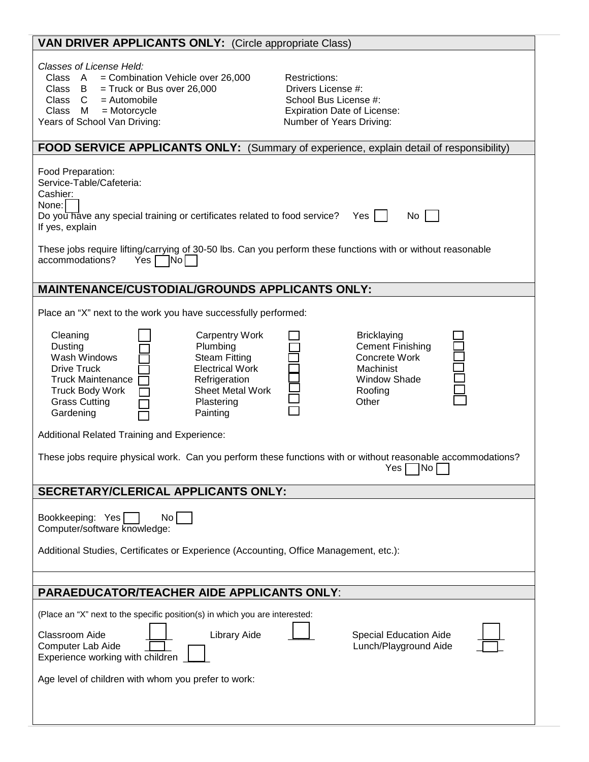## VAN DRIVER APPLICANTS ONLY: (Circle appropriate Class)

*Classes of License Held:*

Class A = Combination Vehicle over 26,000
Class B = Truck or Bus over 26,000
Class C = Automobile
Class M = Motorcycle
Years of School Van Driving:

Restrictions:
Drivers License #:
School Bus License #:
Expiration Date of License:
Number of Years Driving:

## FOOD SERVICE APPLICANTS ONLY: (Summary of experience, explain detail of responsibility)

Food Preparation:
Service-Table/Cafeteria:
Cashier:
None: ☐
Do you have any special training or certificates related to food service? Yes ☐ No ☐
If yes, explain

These jobs require lifting/carrying of 30-50 lbs. Can you perform these functions with or without reasonable accommodations? Yes ☐ No ☐

## MAINTENANCE/CUSTODIAL/GROUNDS APPLICANTS ONLY:

Place an "X" next to the work you have successfully performed:

| | | | | | |
|---|---|---|---|---|---|
| Cleaning | ☐ | Carpentry Work | ☐ | Bricklaying | ☐ |
| Dusting | ☐ | Plumbing | ☐ | Cement Finishing | ☐ |
| Wash Windows | ☐ | Steam Fitting | ☐ | Concrete Work | ☐ |
| Drive Truck | ☐ | Electrical Work | ☐ | Machinist | ☐ |
| Truck Maintenance | ☐ | Refrigeration | ☐ | Window Shade | ☐ |
| Truck Body Work | ☐ | Sheet Metal Work | ☐ | Roofing | ☐ |
| Grass Cutting | ☐ | Plastering | ☐ | Other | ☐ |
| Gardening | ☐ | Painting | ☐ | | |

Additional Related Training and Experience:

These jobs require physical work. Can you perform these functions with or without reasonable accommodations? Yes ☐ No ☐

## SECRETARY/CLERICAL APPLICANTS ONLY:

Bookkeeping: Yes ☐ No ☐
Computer/software knowledge:

Additional Studies, Certificates or Experience (Accounting, Office Management, etc.):

## PARAEDUCATOR/TEACHER AIDE APPLICANTS ONLY:

(Place an "X" next to the specific position(s) in which you are interested:

Classroom Aide ☐ Library Aide ☐ Special Education Aide ☐
Computer Lab Aide ☐ ☐ Lunch/Playground Aide ☐
Experience working with children ☐

Age level of children with whom you prefer to work: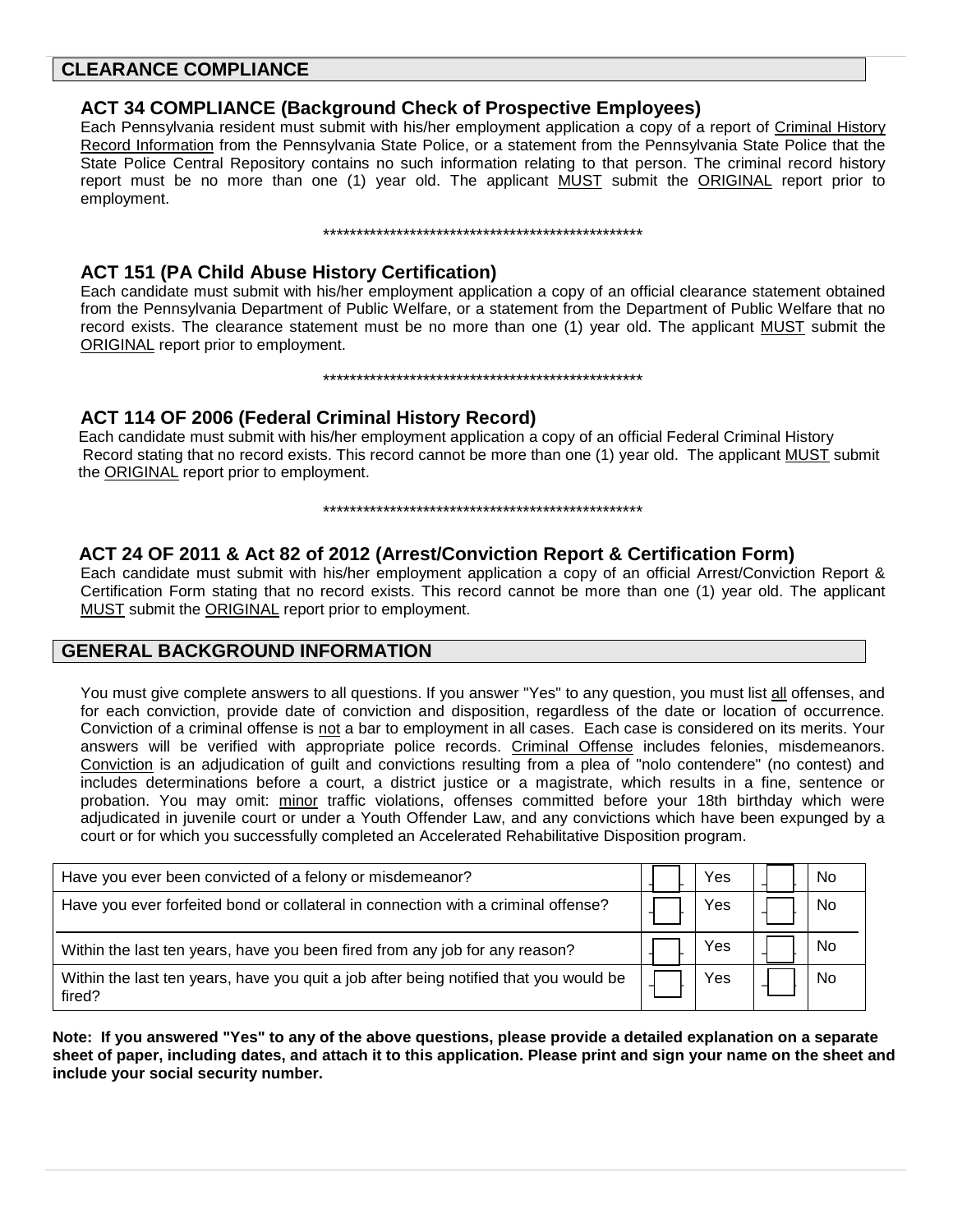## CLEARANCE COMPLIANCE

### ACT 34 COMPLIANCE (Background Check of Prospective Employees)

Each Pennsylvania resident must submit with his/her employment application a copy of a report of Criminal History Record Information from the Pennsylvania State Police, or a statement from the Pennsylvania State Police that the State Police Central Repository contains no such information relating to that person. The criminal record history report must be no more than one (1) year old. The applicant MUST submit the ORIGINAL report prior to employment.

**************************************************

### ACT 151 (PA Child Abuse History Certification)

Each candidate must submit with his/her employment application a copy of an official clearance statement obtained from the Pennsylvania Department of Public Welfare, or a statement from the Department of Public Welfare that no record exists. The clearance statement must be no more than one (1) year old. The applicant MUST submit the ORIGINAL report prior to employment.

**************************************************

### ACT 114 OF 2006 (Federal Criminal History Record)

Each candidate must submit with his/her employment application a copy of an official Federal Criminal History Record stating that no record exists. This record cannot be more than one (1) year old. The applicant MUST submit the ORIGINAL report prior to employment.

**************************************************

### ACT 24 OF 2011 & Act 82 of 2012 (Arrest/Conviction Report & Certification Form)

Each candidate must submit with his/her employment application a copy of an official Arrest/Conviction Report & Certification Form stating that no record exists. This record cannot be more than one (1) year old. The applicant MUST submit the ORIGINAL report prior to employment.

## GENERAL BACKGROUND INFORMATION

You must give complete answers to all questions. If you answer "Yes" to any question, you must list all offenses, and for each conviction, provide date of conviction and disposition, regardless of the date or location of occurrence. Conviction of a criminal offense is not a bar to employment in all cases. Each case is considered on its merits. Your answers will be verified with appropriate police records. Criminal Offense includes felonies, misdemeanors. Conviction is an adjudication of guilt and convictions resulting from a plea of "nolo contendere" (no contest) and includes determinations before a court, a district justice or a magistrate, which results in a fine, sentence or probation. You may omit: minor traffic violations, offenses committed before your 18th birthday which were adjudicated in juvenile court or under a Youth Offender Law, and any convictions which have been expunged by a court or for which you successfully completed an Accelerated Rehabilitative Disposition program.

| Question | | | | |
|---|---|---|---|---|
| Have you ever been convicted of a felony or misdemeanor? | ☐ | Yes | ☐ | No |
| Have you ever forfeited bond or collateral in connection with a criminal offense? | ☐ | Yes | ☐ | No |
| Within the last ten years, have you been fired from any job for any reason? | ☐ | Yes | ☐ | No |
| Within the last ten years, have you quit a job after being notified that you would be fired? | ☐ | Yes | ☐ | No |

**Note: If you answered "Yes" to any of the above questions, please provide a detailed explanation on a separate sheet of paper, including dates, and attach it to this application. Please print and sign your name on the sheet and include your social security number.**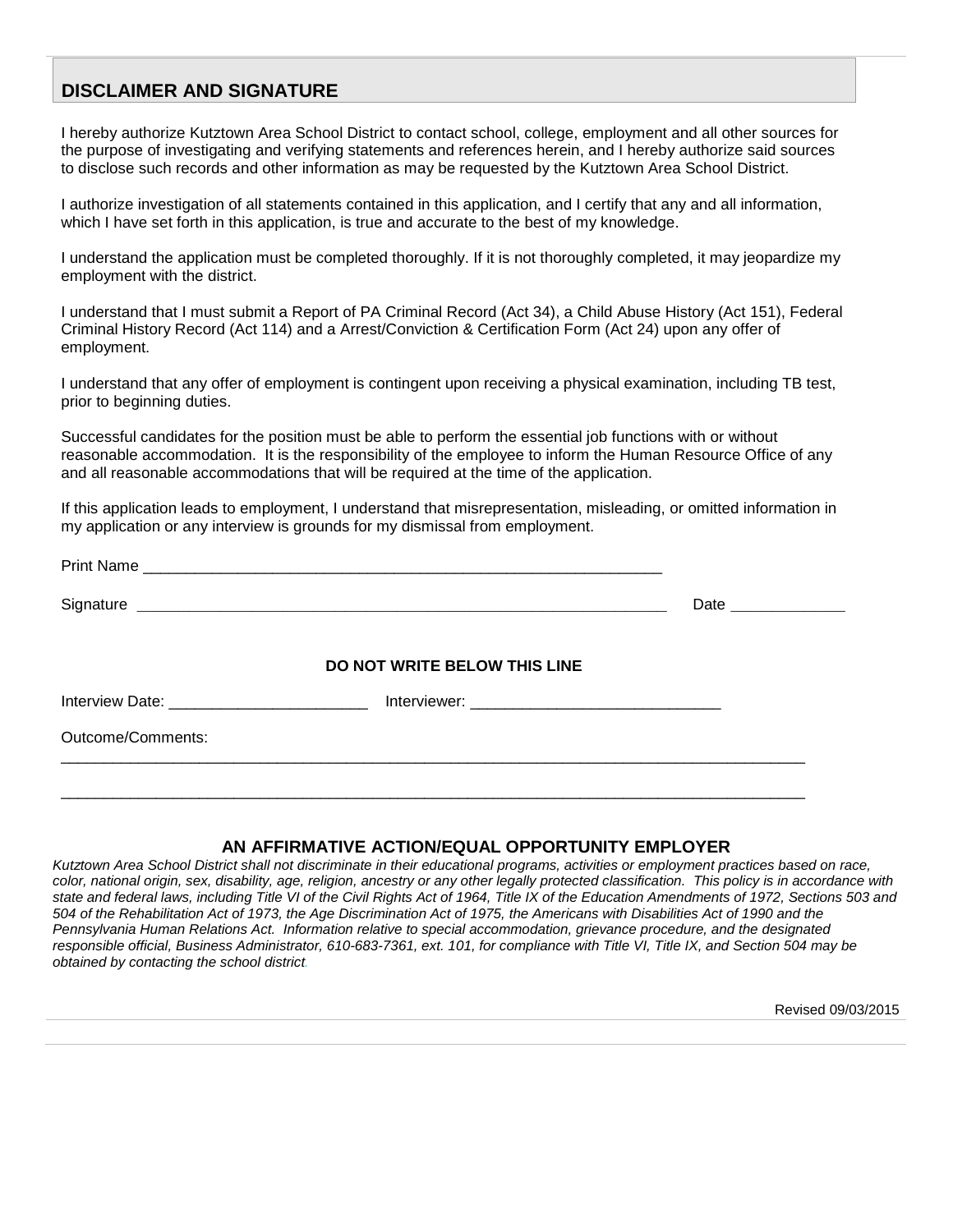## DISCLAIMER AND SIGNATURE

I hereby authorize Kutztown Area School District to contact school, college, employment and all other sources for the purpose of investigating and verifying statements and references herein, and I hereby authorize said sources to disclose such records and other information as may be requested by the Kutztown Area School District.

I authorize investigation of all statements contained in this application, and I certify that any and all information, which I have set forth in this application, is true and accurate to the best of my knowledge.

I understand the application must be completed thoroughly. If it is not thoroughly completed, it may jeopardize my employment with the district.

I understand that I must submit a Report of PA Criminal Record (Act 34), a Child Abuse History (Act 151), Federal Criminal History Record (Act 114) and a Arrest/Conviction & Certification Form (Act 24) upon any offer of employment.

I understand that any offer of employment is contingent upon receiving a physical examination, including TB test, prior to beginning duties.

Successful candidates for the position must be able to perform the essential job functions with or without reasonable accommodation. It is the responsibility of the employee to inform the Human Resource Office of any and all reasonable accommodations that will be required at the time of the application.

If this application leads to employment, I understand that misrepresentation, misleading, or omitted information in my application or any interview is grounds for my dismissal from employment.

Print Name ___________________________________________________________

Signature _____________________________________________________________ Date _____________

**DO NOT WRITE BELOW THIS LINE**

Interview Date: _______________________ Interviewer: ____________________________

Outcome/Comments:
_____________________________________________________________________________________

_____________________________________________________________________________________

**AN AFFIRMATIVE ACTION/EQUAL OPPORTUNITY EMPLOYER**

*Kutztown Area School District shall not discriminate in their educational programs, activities or employment practices based on race, color, national origin, sex, disability, age, religion, ancestry or any other legally protected classification. This policy is in accordance with state and federal laws, including Title VI of the Civil Rights Act of 1964, Title IX of the Education Amendments of 1972, Sections 503 and 504 of the Rehabilitation Act of 1973, the Age Discrimination Act of 1975, the Americans with Disabilities Act of 1990 and the Pennsylvania Human Relations Act. Information relative to special accommodation, grievance procedure, and the designated responsible official, Business Administrator, 610-683-7361, ext. 101, for compliance with Title VI, Title IX, and Section 504 may be obtained by contacting the school district.*

Revised 09/03/2015